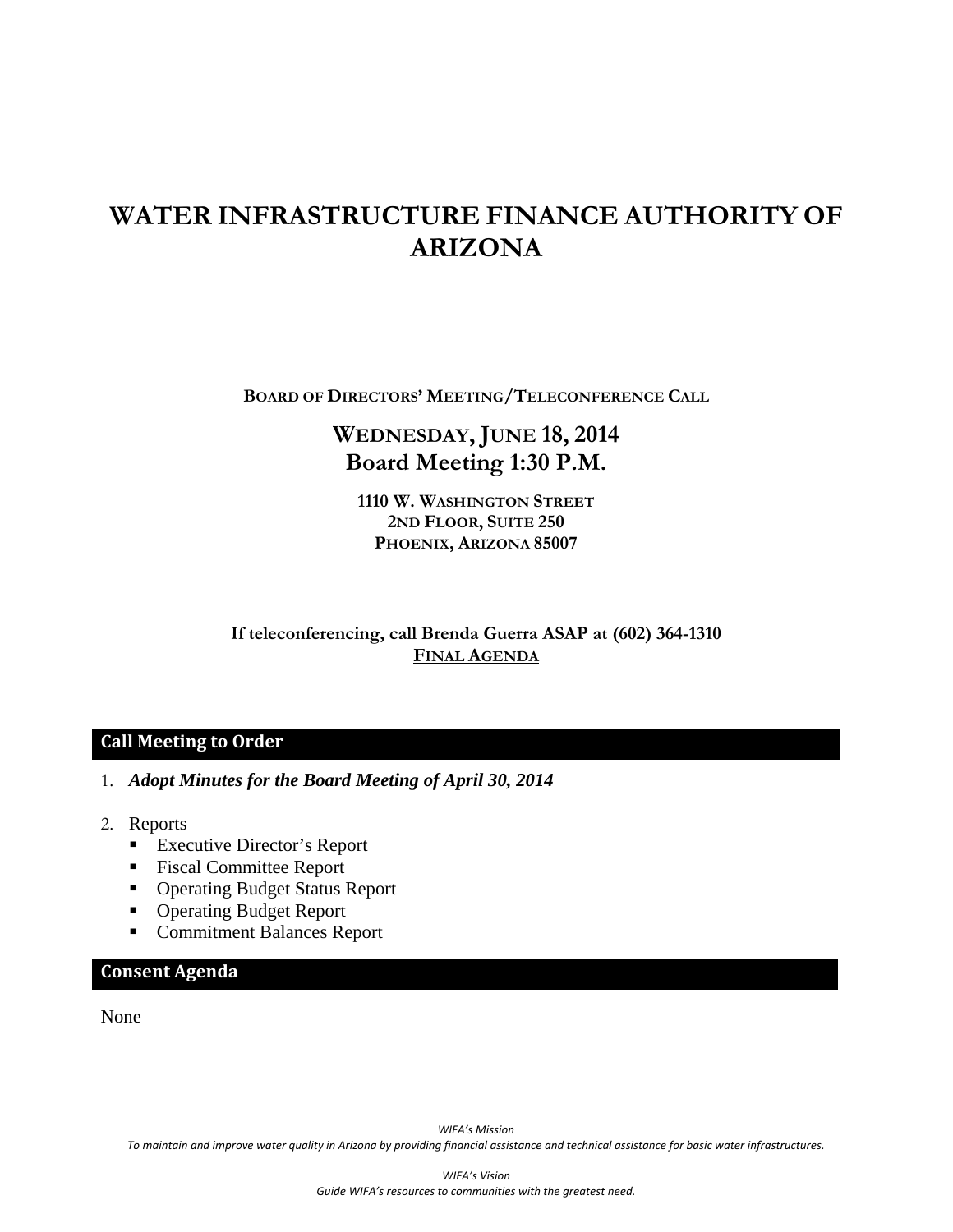# WATER INFRASTRUCTURE FINANCE AUTHORITY OF ARIZONA

**BOARD OF DIRECTORS' MEETING/TELECONFERENCE CALL**

## WEDNESDAY, JUNE 18, 2014
## Board Meeting 1:30 P.M.

**1110 W. WASHINGTON STREET**
**2ND FLOOR, SUITE 250**
**PHOENIX, ARIZONA 85007**

**If teleconferencing, call Brenda Guerra ASAP at (602) 364-1310**
**FINAL AGENDA**

## Call Meeting to Order

1. ***Adopt Minutes for the Board Meeting of April 30, 2014***

2. Reports
   - Executive Director's Report
   - Fiscal Committee Report
   - Operating Budget Status Report
   - Operating Budget Report
   - Commitment Balances Report

## Consent Agenda

None

*WIFA's Mission*
*To maintain and improve water quality in Arizona by providing financial assistance and technical assistance for basic water infrastructures.*

*WIFA's Vision*
*Guide WIFA's resources to communities with the greatest need.*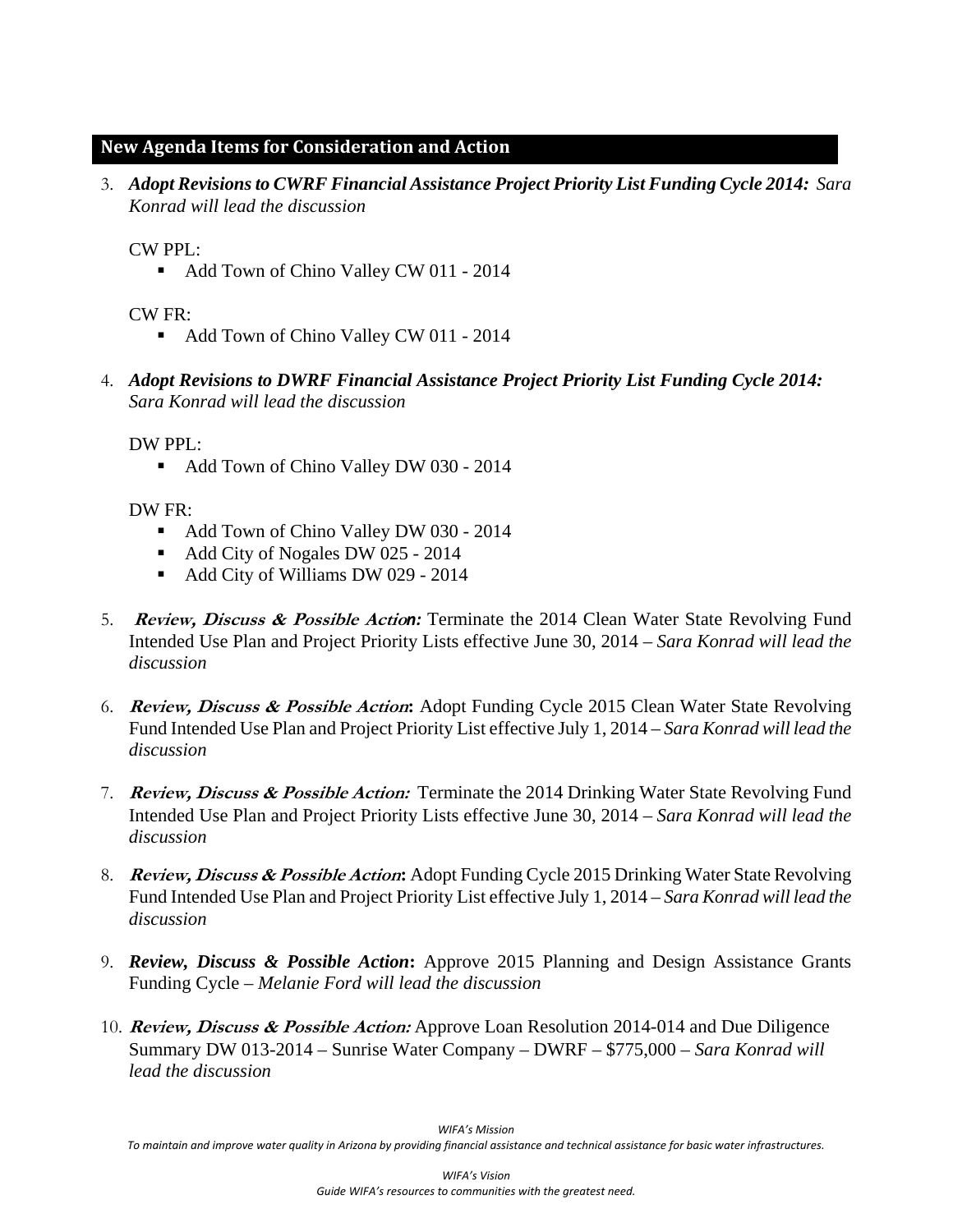## New Agenda Items for Consideration and Action

3. ***Adopt Revisions to CWRF Financial Assistance Project Priority List Funding Cycle 2014:*** *Sara Konrad will lead the discussion*

   CW PPL:
   - Add Town of Chino Valley CW 011 - 2014

   CW FR:
   - Add Town of Chino Valley CW 011 - 2014

4. ***Adopt Revisions to DWRF Financial Assistance Project Priority List Funding Cycle 2014:*** *Sara Konrad will lead the discussion*

   DW PPL:
   - Add Town of Chino Valley DW 030 - 2014

   DW FR:
   - Add Town of Chino Valley DW 030 - 2014
   - Add City of Nogales DW 025 - 2014
   - Add City of Williams DW 029 - 2014

5. ***Review, Discuss & Possible Action:*** Terminate the 2014 Clean Water State Revolving Fund Intended Use Plan and Project Priority Lists effective June 30, 2014 – *Sara Konrad will lead the discussion*

6. ***Review, Discuss & Possible Action*:** Adopt Funding Cycle 2015 Clean Water State Revolving Fund Intended Use Plan and Project Priority List effective July 1, 2014 – *Sara Konrad will lead the discussion*

7. ***Review, Discuss & Possible Action:*** Terminate the 2014 Drinking Water State Revolving Fund Intended Use Plan and Project Priority Lists effective June 30, 2014 – *Sara Konrad will lead the discussion*

8. ***Review, Discuss & Possible Action*:** Adopt Funding Cycle 2015 Drinking Water State Revolving Fund Intended Use Plan and Project Priority List effective July 1, 2014 – *Sara Konrad will lead the discussion*

9. ***Review, Discuss & Possible Action*:** Approve 2015 Planning and Design Assistance Grants Funding Cycle – *Melanie Ford will lead the discussion*

10. ***Review, Discuss & Possible Action:*** Approve Loan Resolution 2014-014 and Due Diligence Summary DW 013-2014 – Sunrise Water Company – DWRF – $775,000 – *Sara Konrad will lead the discussion*

*WIFA's Mission*
*To maintain and improve water quality in Arizona by providing financial assistance and technical assistance for basic water infrastructures.*

*WIFA's Vision*
*Guide WIFA's resources to communities with the greatest need.*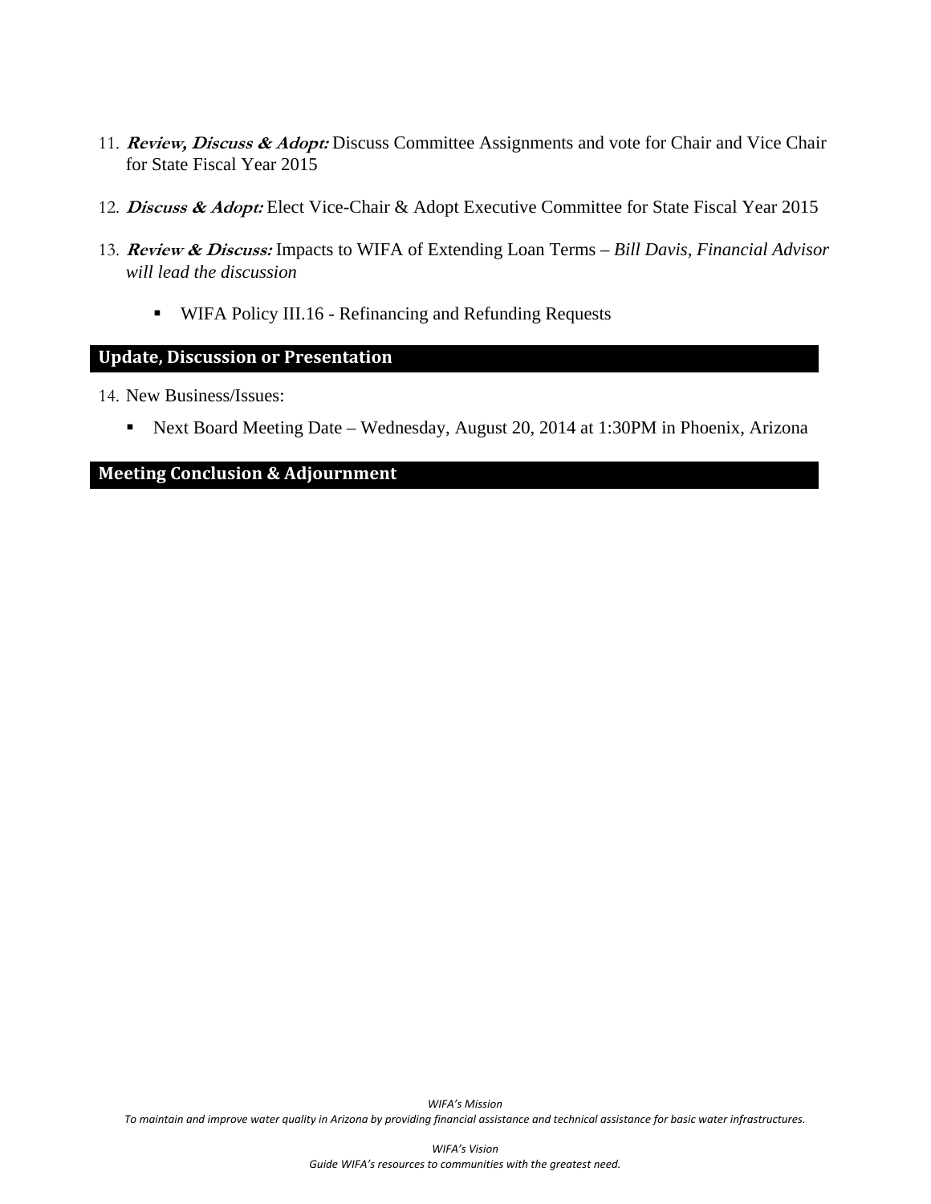11. ***Review, Discuss & Adopt:*** Discuss Committee Assignments and vote for Chair and Vice Chair for State Fiscal Year 2015

12. ***Discuss & Adopt:*** Elect Vice-Chair & Adopt Executive Committee for State Fiscal Year 2015

13. ***Review & Discuss:*** Impacts to WIFA of Extending Loan Terms – *Bill Davis, Financial Advisor will lead the discussion*

    - WIFA Policy III.16 - Refinancing and Refunding Requests

## Update, Discussion or Presentation

14. New Business/Issues:

    - Next Board Meeting Date – Wednesday, August 20, 2014 at 1:30PM in Phoenix, Arizona

## Meeting Conclusion & Adjournment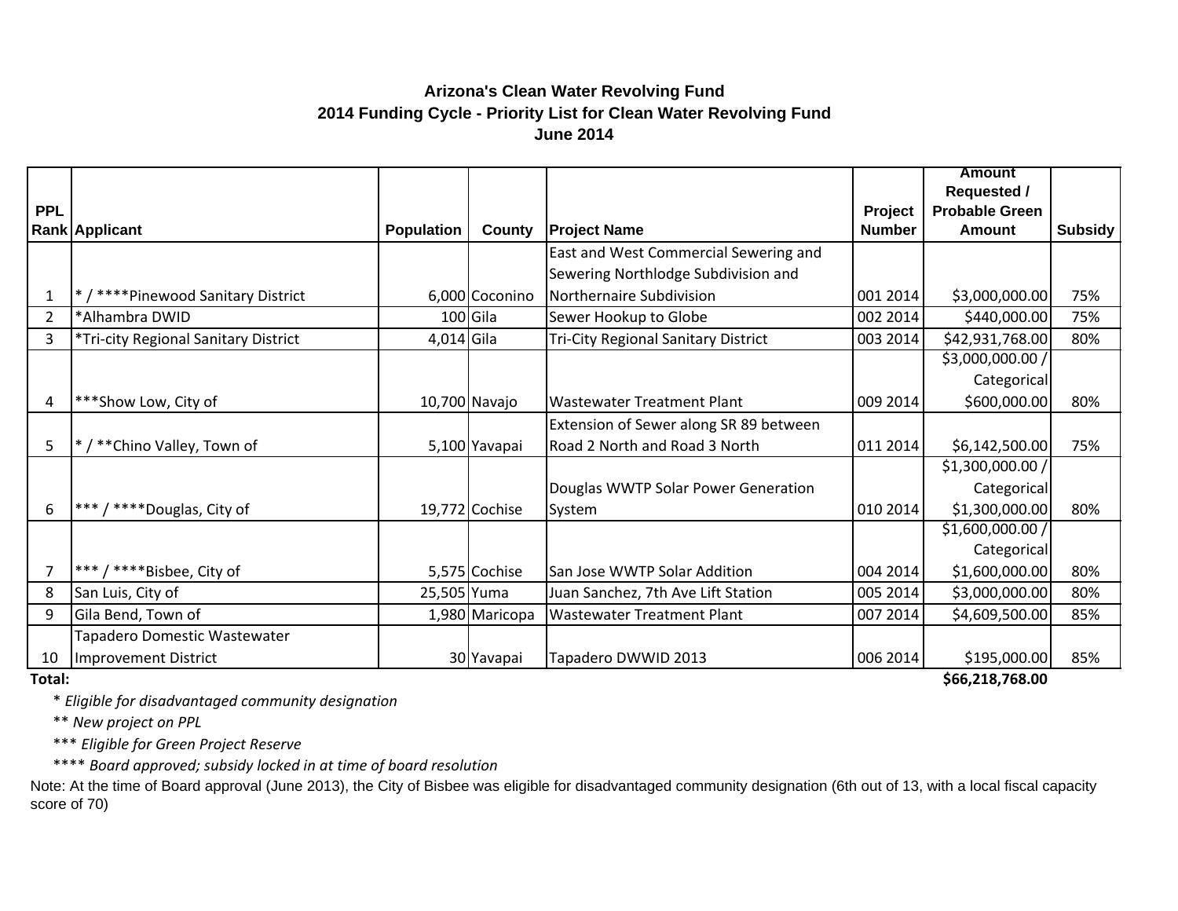# Arizona's Clean Water Revolving Fund
## 2014 Funding Cycle - Priority List for Clean Water Revolving Fund
### June 2014

| PPL Rank | Applicant | Population | County | Project Name | Project Number | Amount Requested / Probable Green Amount | Subsidy |
|---|---|---|---|---|---|---|---|
| 1 | * / ****Pinewood Sanitary District | 6,000 | Coconino | East and West Commercial Sewering and Sewering Northlodge Subdivision and Northernaire Subdivision | 001 2014 | $3,000,000.00 | 75% |
| 2 | *Alhambra DWID | 100 | Gila | Sewer Hookup to Globe | 002 2014 | $440,000.00 | 75% |
| 3 | *Tri-city Regional Sanitary District | 4,014 | Gila | Tri-City Regional Sanitary District | 003 2014 | $42,931,768.00 | 80% |
| 4 | ***Show Low, City of | 10,700 | Navajo | Wastewater Treatment Plant | 009 2014 | $3,000,000.00 / Categorical $600,000.00 | 80% |
| 5 | * / **Chino Valley, Town of | 5,100 | Yavapai | Extension of Sewer along SR 89 between Road 2 North and Road 3 North | 011 2014 | $6,142,500.00 | 75% |
| 6 | *** / ****Douglas, City of | 19,772 | Cochise | Douglas WWTP Solar Power Generation System | 010 2014 | $1,300,000.00 / Categorical $1,300,000.00 | 80% |
| 7 | *** / ****Bisbee, City of | 5,575 | Cochise | San Jose WWTP Solar Addition | 004 2014 | $1,600,000.00 / Categorical $1,600,000.00 | 80% |
| 8 | San Luis, City of | 25,505 | Yuma | Juan Sanchez, 7th Ave Lift Station | 005 2014 | $3,000,000.00 | 80% |
| 9 | Gila Bend, Town of | 1,980 | Maricopa | Wastewater Treatment Plant | 007 2014 | $4,609,500.00 | 85% |
| 10 | Tapadero Domestic Wastewater Improvement District | 30 | Yavapai | Tapadero DWWID 2013 | 006 2014 | $195,000.00 | 85% |
| **Total:** | | | | | | **$66,218,768.00** | |

\* *Eligible for disadvantaged community designation*

** *New project on PPL*

*** *Eligible for Green Project Reserve*

**** *Board approved; subsidy locked in at time of board resolution*

Note: At the time of Board approval (June 2013), the City of Bisbee was eligible for disadvantaged community designation (6th out of 13, with a local fiscal capacity score of 70)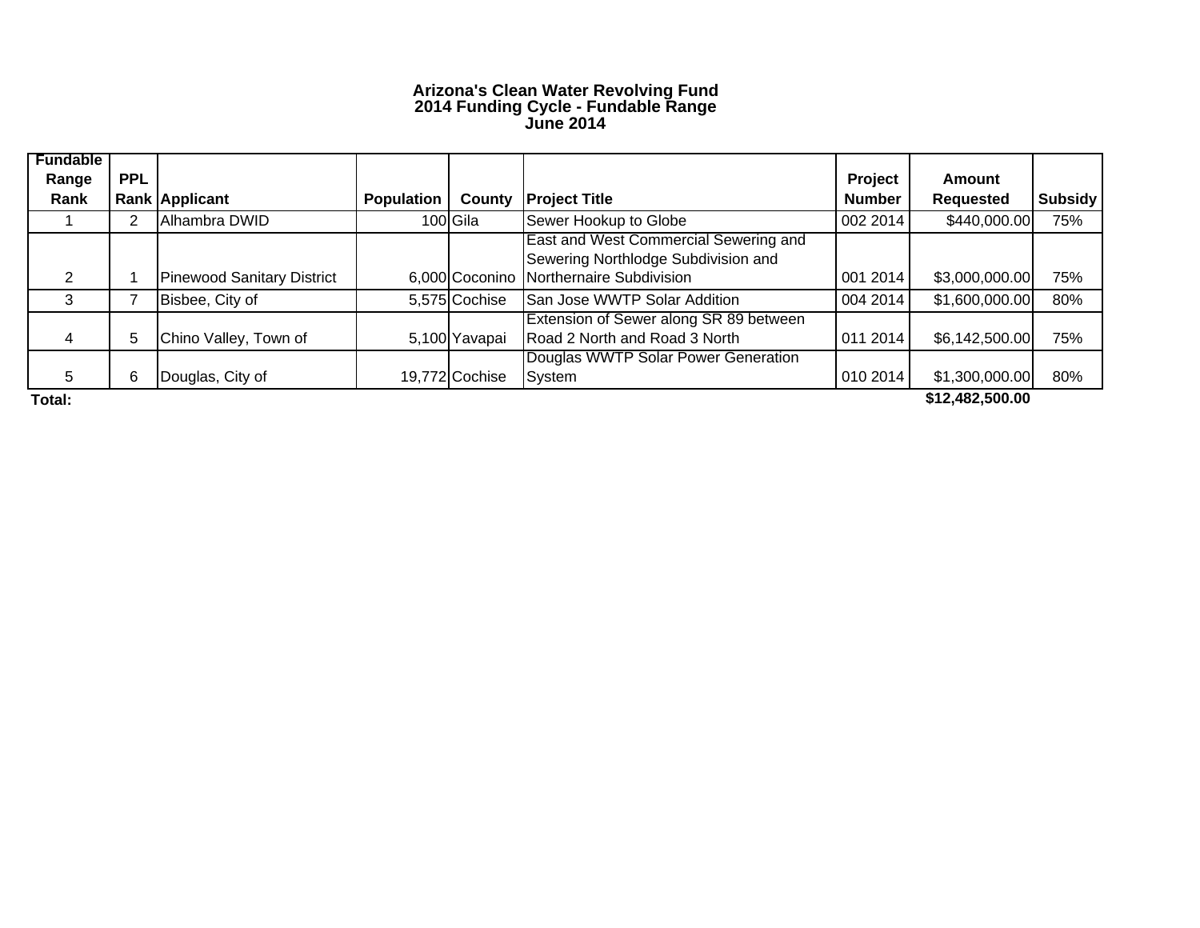# Arizona's Clean Water Revolving Fund
## 2014 Funding Cycle - Fundable Range
## June 2014

| Fundable Range Rank | PPL Rank | Applicant | Population | County | Project Title | Project Number | Amount Requested | Subsidy |
|---|---|---|---|---|---|---|---|---|
| 1 | 2 | Alhambra DWID | 100 | Gila | Sewer Hookup to Globe | 002 2014 | $440,000.00 | 75% |
| 2 | 1 | Pinewood Sanitary District | 6,000 | Coconino | East and West Commercial Sewering and Sewering Northlodge Subdivision and Northernaire Subdivision | 001 2014 | $3,000,000.00 | 75% |
| 3 | 7 | Bisbee, City of | 5,575 | Cochise | San Jose WWTP Solar Addition | 004 2014 | $1,600,000.00 | 80% |
| 4 | 5 | Chino Valley, Town of | 5,100 | Yavapai | Extension of Sewer along SR 89 between Road 2 North and Road 3 North | 011 2014 | $6,142,500.00 | 75% |
| 5 | 6 | Douglas, City of | 19,772 | Cochise | Douglas WWTP Solar Power Generation System | 010 2014 | $1,300,000.00 | 80% |
| **Total:** | | | | | | | **$12,482,500.00** | |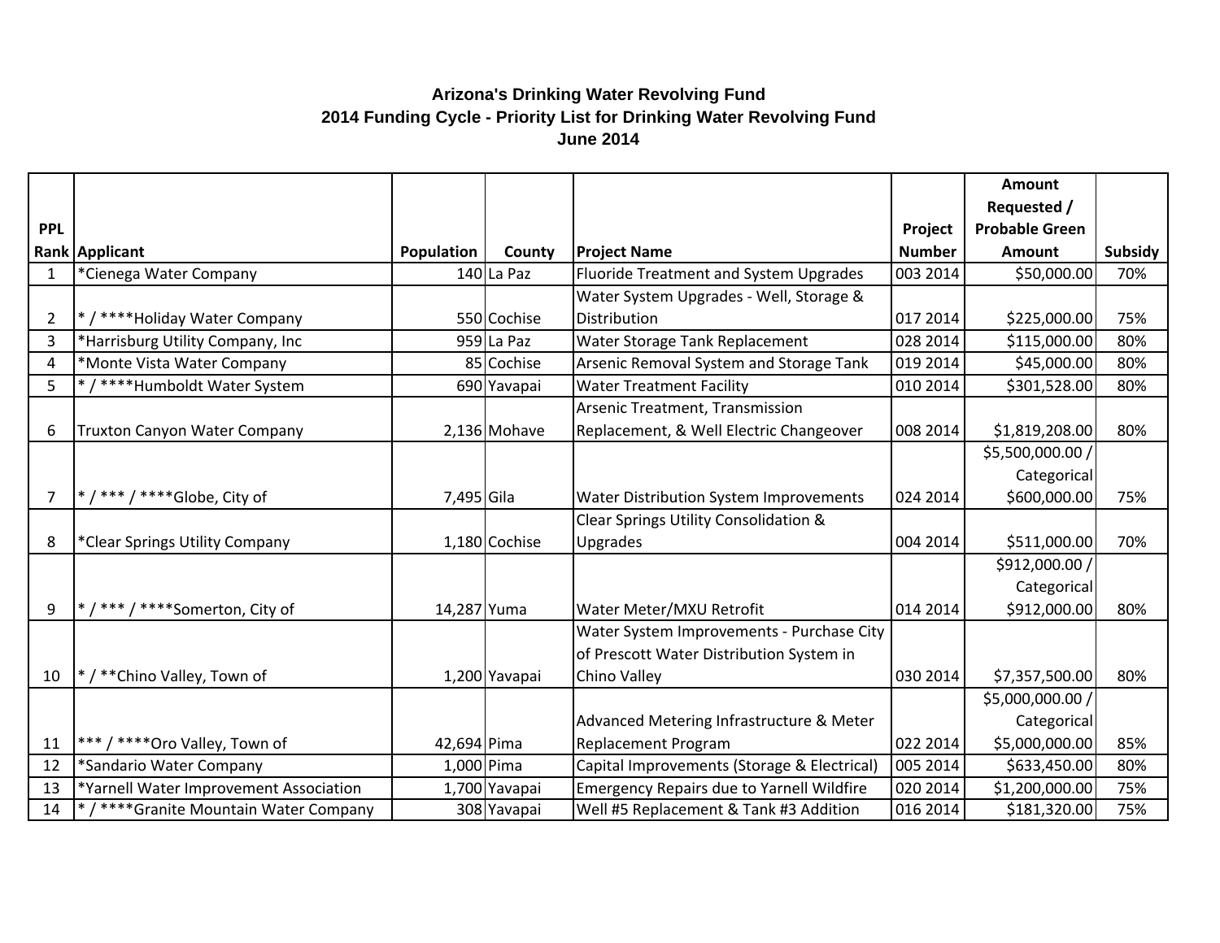# Arizona's Drinking Water Revolving Fund

## 2014 Funding Cycle - Priority List for Drinking Water Revolving Fund

### June 2014

| PPL Rank | Applicant | Population | County | Project Name | Project Number | Amount Requested / Probable Green Amount | Subsidy |
|---|---|---|---|---|---|---|---|
| 1 | *Cienega Water Company | 140 | La Paz | Fluoride Treatment and System Upgrades | 003 2014 | $50,000.00 | 70% |
| 2 | * / ****Holiday Water Company | 550 | Cochise | Water System Upgrades - Well, Storage & Distribution | 017 2014 | $225,000.00 | 75% |
| 3 | *Harrisburg Utility Company, Inc | 959 | La Paz | Water Storage Tank Replacement | 028 2014 | $115,000.00 | 80% |
| 4 | *Monte Vista Water Company | 85 | Cochise | Arsenic Removal System and Storage Tank | 019 2014 | $45,000.00 | 80% |
| 5 | * / ****Humboldt Water System | 690 | Yavapai | Water Treatment Facility | 010 2014 | $301,528.00 | 80% |
| 6 | Truxton Canyon Water Company | 2,136 | Mohave | Arsenic Treatment, Transmission Replacement, & Well Electric Changeover | 008 2014 | $1,819,208.00 | 80% |
| 7 | * / *** / ****Globe, City of | 7,495 | Gila | Water Distribution System Improvements | 024 2014 | $5,500,000.00 / Categorical $600,000.00 | 75% |
| 8 | *Clear Springs Utility Company | 1,180 | Cochise | Clear Springs Utility Consolidation & Upgrades | 004 2014 | $511,000.00 | 70% |
| 9 | * / *** / ****Somerton, City of | 14,287 | Yuma | Water Meter/MXU Retrofit | 014 2014 | $912,000.00 / Categorical $912,000.00 | 80% |
| 10 | * / **Chino Valley, Town of | 1,200 | Yavapai | Water System Improvements - Purchase City of Prescott Water Distribution System in Chino Valley | 030 2014 | $7,357,500.00 | 80% |
| 11 | *** / ****Oro Valley, Town of | 42,694 | Pima | Advanced Metering Infrastructure & Meter Replacement Program | 022 2014 | $5,000,000.00 / Categorical $5,000,000.00 | 85% |
| 12 | *Sandario Water Company | 1,000 | Pima | Capital Improvements (Storage & Electrical) | 005 2014 | $633,450.00 | 80% |
| 13 | *Yarnell Water Improvement Association | 1,700 | Yavapai | Emergency Repairs due to Yarnell Wildfire | 020 2014 | $1,200,000.00 | 75% |
| 14 | * / ****Granite Mountain Water Company | 308 | Yavapai | Well #5 Replacement & Tank #3 Addition | 016 2014 | $181,320.00 | 75% |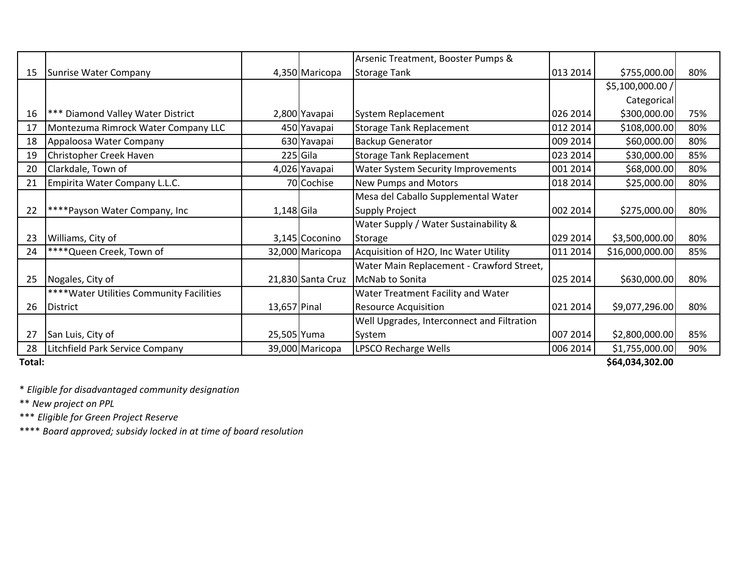| | | | | | | | |
|---|---|---|---|---|---|---|---|
| 15 | Sunrise Water Company | 4,350 | Maricopa | Arsenic Treatment, Booster Pumps & Storage Tank | 013 2014 | $755,000.00 | 80% |
| 16 | *** Diamond Valley Water District | 2,800 | Yavapai | System Replacement | 026 2014 | $5,100,000.00 / Categorical $300,000.00 | 75% |
| 17 | Montezuma Rimrock Water Company LLC | 450 | Yavapai | Storage Tank Replacement | 012 2014 | $108,000.00 | 80% |
| 18 | Appaloosa Water Company | 630 | Yavapai | Backup Generator | 009 2014 | $60,000.00 | 80% |
| 19 | Christopher Creek Haven | 225 | Gila | Storage Tank Replacement | 023 2014 | $30,000.00 | 85% |
| 20 | Clarkdale, Town of | 4,026 | Yavapai | Water System Security Improvements | 001 2014 | $68,000.00 | 80% |
| 21 | Empirita Water Company L.L.C. | 70 | Cochise | New Pumps and Motors | 018 2014 | $25,000.00 | 80% |
| 22 | ****Payson Water Company, Inc | 1,148 | Gila | Mesa del Caballo Supplemental Water Supply Project | 002 2014 | $275,000.00 | 80% |
| 23 | Williams, City of | 3,145 | Coconino | Water Supply / Water Sustainability & Storage | 029 2014 | $3,500,000.00 | 80% |
| 24 | ****Queen Creek, Town of | 32,000 | Maricopa | Acquisition of H2O, Inc Water Utility | 011 2014 | $16,000,000.00 | 85% |
| 25 | Nogales, City of | 21,830 | Santa Cruz | Water Main Replacement - Crawford Street, McNab to Sonita | 025 2014 | $630,000.00 | 80% |
| 26 | ****Water Utilities Community Facilities District | 13,657 | Pinal | Water Treatment Facility and Water Resource Acquisition | 021 2014 | $9,077,296.00 | 80% |
| 27 | San Luis, City of | 25,505 | Yuma | Well Upgrades, Interconnect and Filtration System | 007 2014 | $2,800,000.00 | 85% |
| 28 | Litchfield Park Service Company | 39,000 | Maricopa | LPSCO Recharge Wells | 006 2014 | $1,755,000.00 | 90% |
| **Total:** | | | | | | **$64,034,302.00** | |

* *Eligible for disadvantaged community designation*

** *New project on PPL*

*** *Eligible for Green Project Reserve*

**** *Board approved; subsidy locked in at time of board resolution*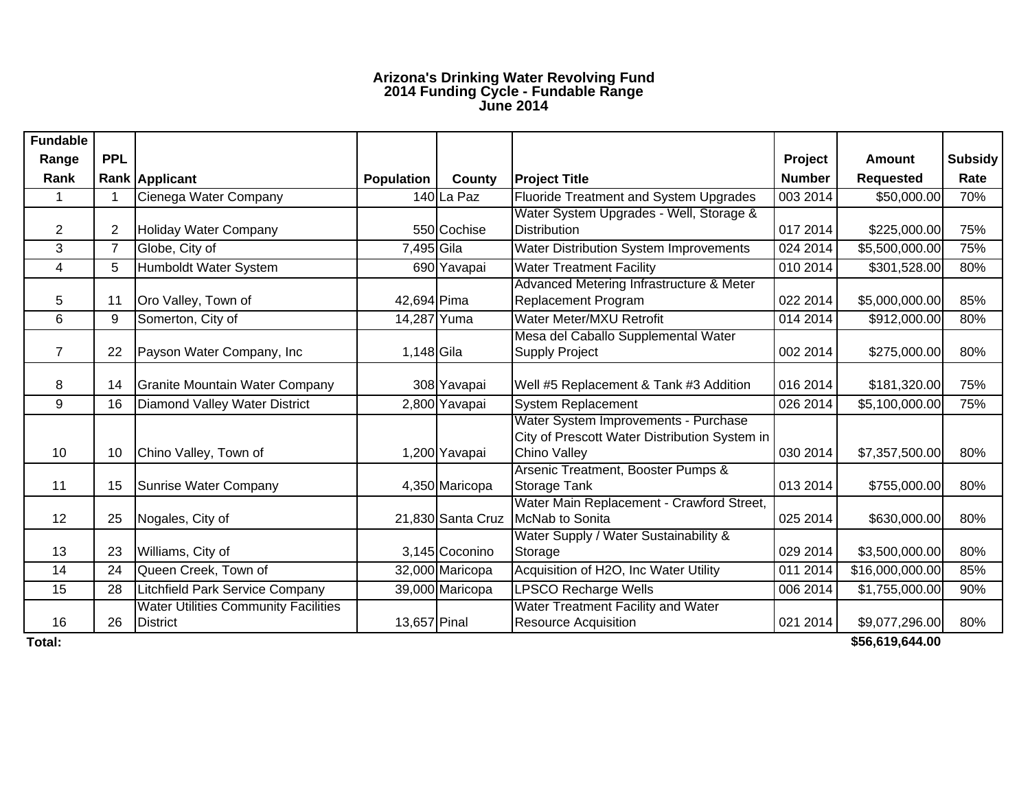# Arizona's Drinking Water Revolving Fund
## 2014 Funding Cycle - Fundable Range
## June 2014

| Fundable Range Rank | PPL Rank | Applicant | Population | County | Project Title | Project Number | Amount Requested | Subsidy Rate |
|---|---|---|---|---|---|---|---|---|
| 1 | 1 | Cienega Water Company | 140 | La Paz | Fluoride Treatment and System Upgrades | 003 2014 | $50,000.00 | 70% |
| 2 | 2 | Holiday Water Company | 550 | Cochise | Water System Upgrades - Well, Storage & Distribution | 017 2014 | $225,000.00 | 75% |
| 3 | 7 | Globe, City of | 7,495 | Gila | Water Distribution System Improvements | 024 2014 | $5,500,000.00 | 75% |
| 4 | 5 | Humboldt Water System | 690 | Yavapai | Water Treatment Facility | 010 2014 | $301,528.00 | 80% |
| 5 | 11 | Oro Valley, Town of | 42,694 | Pima | Advanced Metering Infrastructure & Meter Replacement Program | 022 2014 | $5,000,000.00 | 85% |
| 6 | 9 | Somerton, City of | 14,287 | Yuma | Water Meter/MXU Retrofit | 014 2014 | $912,000.00 | 80% |
| 7 | 22 | Payson Water Company, Inc | 1,148 | Gila | Mesa del Caballo Supplemental Water Supply Project | 002 2014 | $275,000.00 | 80% |
| 8 | 14 | Granite Mountain Water Company | 308 | Yavapai | Well #5 Replacement & Tank #3 Addition | 016 2014 | $181,320.00 | 75% |
| 9 | 16 | Diamond Valley Water District | 2,800 | Yavapai | System Replacement | 026 2014 | $5,100,000.00 | 75% |
| 10 | 10 | Chino Valley, Town of | 1,200 | Yavapai | Water System Improvements - Purchase City of Prescott Water Distribution System in Chino Valley | 030 2014 | $7,357,500.00 | 80% |
| 11 | 15 | Sunrise Water Company | 4,350 | Maricopa | Arsenic Treatment, Booster Pumps & Storage Tank | 013 2014 | $755,000.00 | 80% |
| 12 | 25 | Nogales, City of | 21,830 | Santa Cruz | Water Main Replacement - Crawford Street, McNab to Sonita | 025 2014 | $630,000.00 | 80% |
| 13 | 23 | Williams, City of | 3,145 | Coconino | Water Supply / Water Sustainability & Storage | 029 2014 | $3,500,000.00 | 80% |
| 14 | 24 | Queen Creek, Town of | 32,000 | Maricopa | Acquisition of H2O, Inc Water Utility | 011 2014 | $16,000,000.00 | 85% |
| 15 | 28 | Litchfield Park Service Company | 39,000 | Maricopa | LPSCO Recharge Wells | 006 2014 | $1,755,000.00 | 90% |
| 16 | 26 | Water Utilities Community Facilities District | 13,657 | Pinal | Water Treatment Facility and Water Resource Acquisition | 021 2014 | $9,077,296.00 | 80% |
| **Total:** | | | | | | | **$56,619,644.00** | |